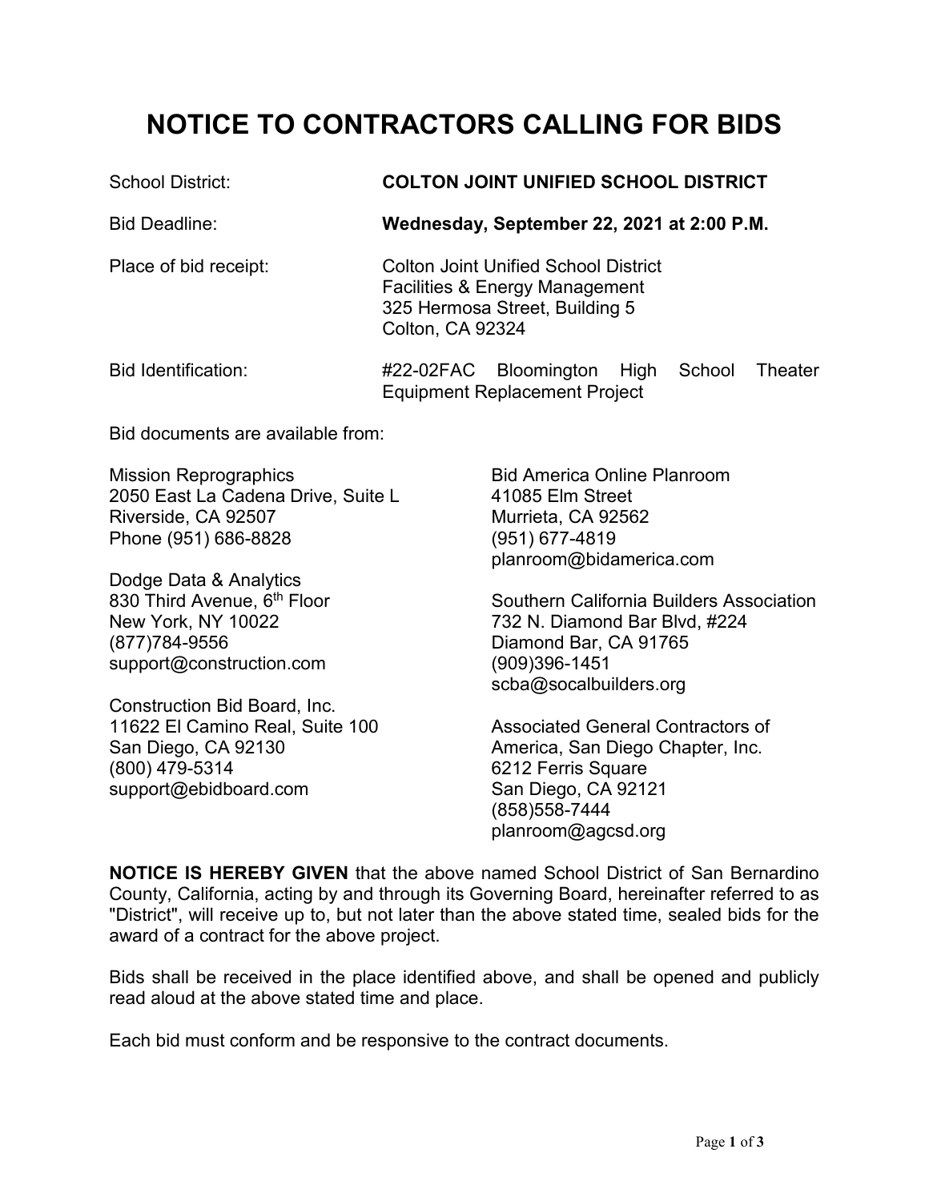# NOTICE TO CONTRACTORS CALLING FOR BIDS

| | |
|---|---|
| School District: | **COLTON JOINT UNIFIED SCHOOL DISTRICT** |
| Bid Deadline: | **Wednesday, September 22, 2021 at 2:00 P.M.** |
| Place of bid receipt: | Colton Joint Unified School District<br>Facilities & Energy Management<br>325 Hermosa Street, Building 5<br>Colton, CA 92324 |
| Bid Identification: | #22-02FAC Bloomington High School Theater Equipment Replacement Project |

Bid documents are available from:

Mission Reprographics
2050 East La Cadena Drive, Suite L
Riverside, CA 92507
Phone (951) 686-8828

Dodge Data & Analytics
830 Third Avenue, 6th Floor
New York, NY 10022
(877)784-9556
support@construction.com

Construction Bid Board, Inc.
11622 El Camino Real, Suite 100
San Diego, CA 92130
(800) 479-5314
support@ebidboard.com

Bid America Online Planroom
41085 Elm Street
Murrieta, CA 92562
(951) 677-4819
planroom@bidamerica.com

Southern California Builders Association
732 N. Diamond Bar Blvd, #224
Diamond Bar, CA 91765
(909)396-1451
scba@socalbuilders.org

Associated General Contractors of America, San Diego Chapter, Inc.
6212 Ferris Square
San Diego, CA 92121
(858)558-7444
planroom@agcsd.org

**NOTICE IS HEREBY GIVEN** that the above named School District of San Bernardino County, California, acting by and through its Governing Board, hereinafter referred to as "District", will receive up to, but not later than the above stated time, sealed bids for the award of a contract for the above project.

Bids shall be received in the place identified above, and shall be opened and publicly read aloud at the above stated time and place.

Each bid must conform and be responsive to the contract documents.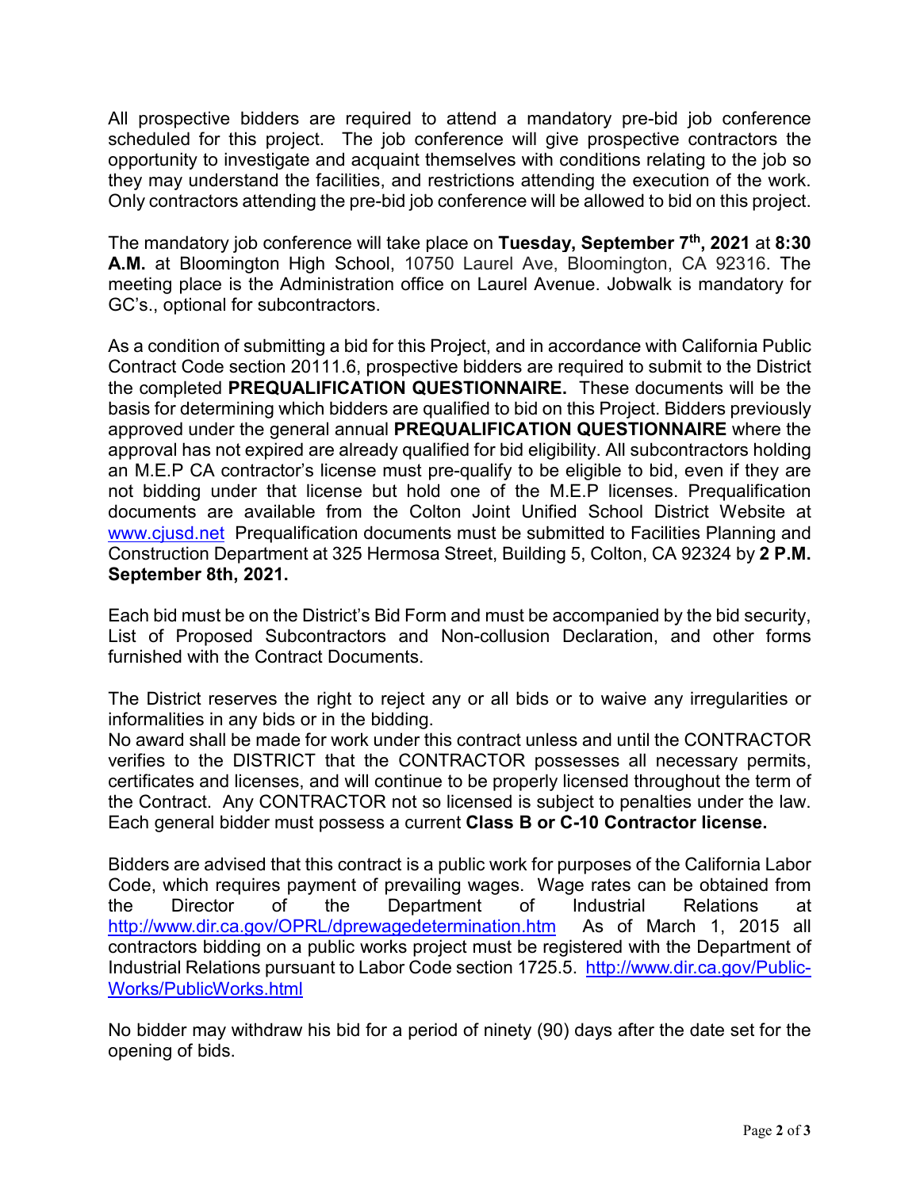All prospective bidders are required to attend a mandatory pre-bid job conference scheduled for this project. The job conference will give prospective contractors the opportunity to investigate and acquaint themselves with conditions relating to the job so they may understand the facilities, and restrictions attending the execution of the work. Only contractors attending the pre-bid job conference will be allowed to bid on this project.

The mandatory job conference will take place on **Tuesday, September 7th, 2021** at **8:30 A.M.** at Bloomington High School, 10750 Laurel Ave, Bloomington, CA 92316. The meeting place is the Administration office on Laurel Avenue. Jobwalk is mandatory for GC's., optional for subcontractors.

As a condition of submitting a bid for this Project, and in accordance with California Public Contract Code section 20111.6, prospective bidders are required to submit to the District the completed **PREQUALIFICATION QUESTIONNAIRE.** These documents will be the basis for determining which bidders are qualified to bid on this Project. Bidders previously approved under the general annual **PREQUALIFICATION QUESTIONNAIRE** where the approval has not expired are already qualified for bid eligibility. All subcontractors holding an M.E.P CA contractor's license must pre-qualify to be eligible to bid, even if they are not bidding under that license but hold one of the M.E.P licenses. Prequalification documents are available from the Colton Joint Unified School District Website at www.cjusd.net Prequalification documents must be submitted to Facilities Planning and Construction Department at 325 Hermosa Street, Building 5, Colton, CA 92324 by **2 P.M. September 8th, 2021.**

Each bid must be on the District's Bid Form and must be accompanied by the bid security, List of Proposed Subcontractors and Non-collusion Declaration, and other forms furnished with the Contract Documents.

The District reserves the right to reject any or all bids or to waive any irregularities or informalities in any bids or in the bidding.
No award shall be made for work under this contract unless and until the CONTRACTOR verifies to the DISTRICT that the CONTRACTOR possesses all necessary permits, certificates and licenses, and will continue to be properly licensed throughout the term of the Contract. Any CONTRACTOR not so licensed is subject to penalties under the law. Each general bidder must possess a current **Class B or C-10 Contractor license.**

Bidders are advised that this contract is a public work for purposes of the California Labor Code, which requires payment of prevailing wages. Wage rates can be obtained from the Director of the Department of Industrial Relations at http://www.dir.ca.gov/OPRL/dprewagedetermination.htm As of March 1, 2015 all contractors bidding on a public works project must be registered with the Department of Industrial Relations pursuant to Labor Code section 1725.5. http://www.dir.ca.gov/Public-Works/PublicWorks.html

No bidder may withdraw his bid for a period of ninety (90) days after the date set for the opening of bids.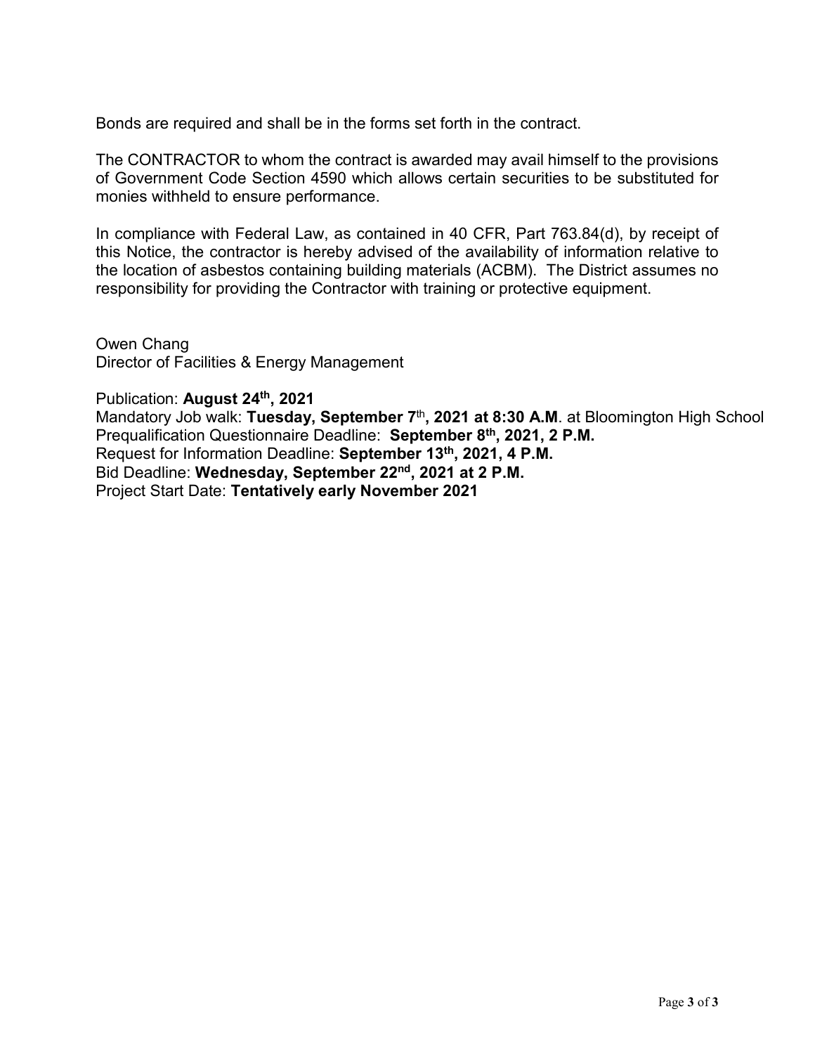Bonds are required and shall be in the forms set forth in the contract.

The CONTRACTOR to whom the contract is awarded may avail himself to the provisions of Government Code Section 4590 which allows certain securities to be substituted for monies withheld to ensure performance.

In compliance with Federal Law, as contained in 40 CFR, Part 763.84(d), by receipt of this Notice, the contractor is hereby advised of the availability of information relative to the location of asbestos containing building materials (ACBM). The District assumes no responsibility for providing the Contractor with training or protective equipment.

Owen Chang  
Director of Facilities & Energy Management

Publication: **August 24th, 2021**  
Mandatory Job walk: **Tuesday, September 7th, 2021 at 8:30 A.M**. at Bloomington High School  
Prequalification Questionnaire Deadline: **September 8th, 2021, 2 P.M.**  
Request for Information Deadline: **September 13th, 2021, 4 P.M.**  
Bid Deadline: **Wednesday, September 22nd, 2021 at 2 P.M.**  
Project Start Date: **Tentatively early November 2021**